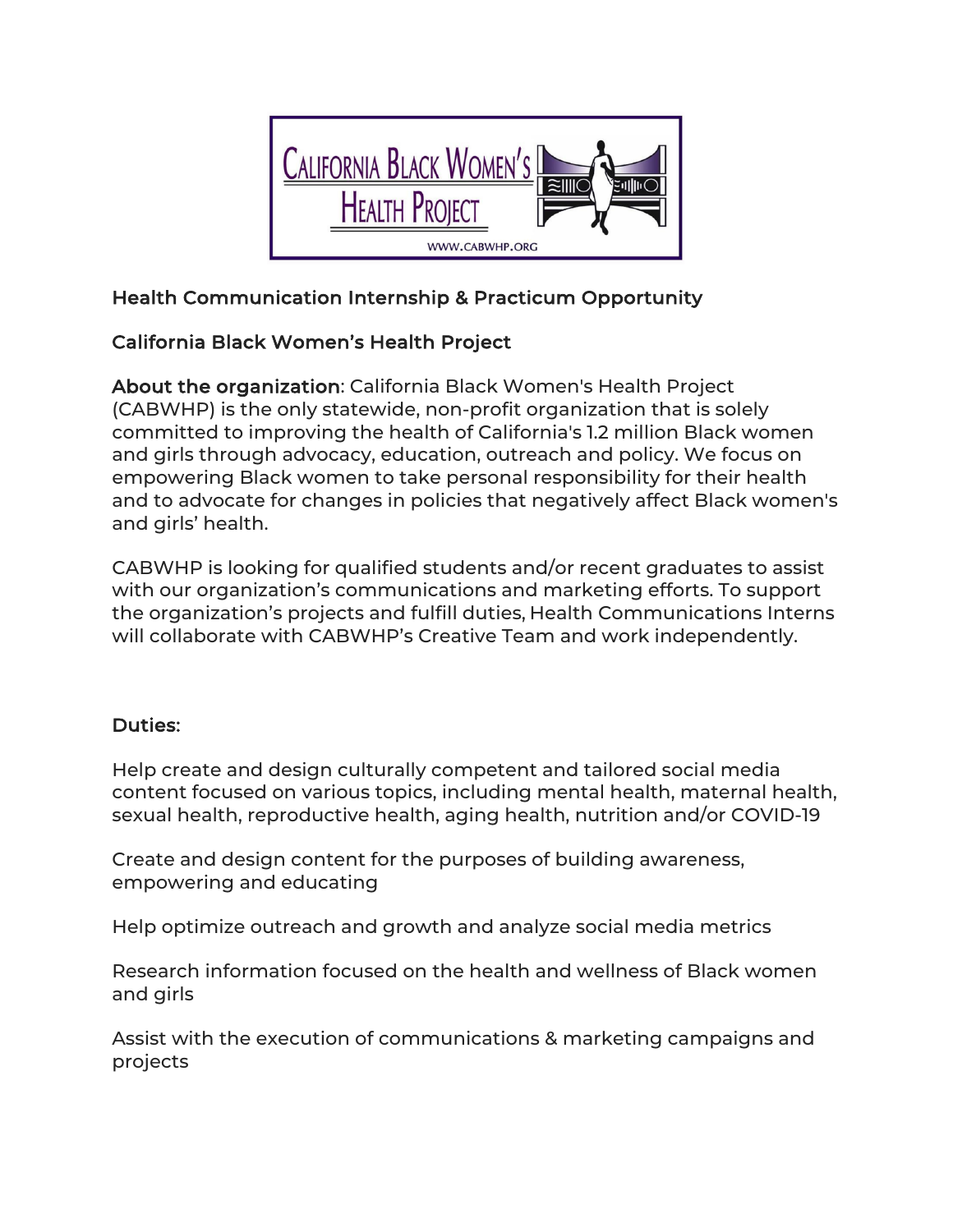## Health Communication Internship & Practicum Opportunity

### California Black Women's Health Project

**About the organization**: California Black Women's Health Project (CABWHP) is the only statewide, non-profit organization that is solely committed to improving the health of California's 1.2 million Black women and girls through advocacy, education, outreach and policy. We focus on empowering Black women to take personal responsibility for their health and to advocate for changes in policies that negatively affect Black women's and girls' health.

CABWHP is looking for qualified students and/or recent graduates to assist with our organization's communications and marketing efforts. To support the organization's projects and fulfill duties, Health Communications Interns will collaborate with CABWHP's Creative Team and work independently.

### Duties:

Help create and design culturally competent and tailored social media content focused on various topics, including mental health, maternal health, sexual health, reproductive health, aging health, nutrition and/or COVID-19

Create and design content for the purposes of building awareness, empowering and educating

Help optimize outreach and growth and analyze social media metrics

Research information focused on the health and wellness of Black women and girls

Assist with the execution of communications & marketing campaigns and projects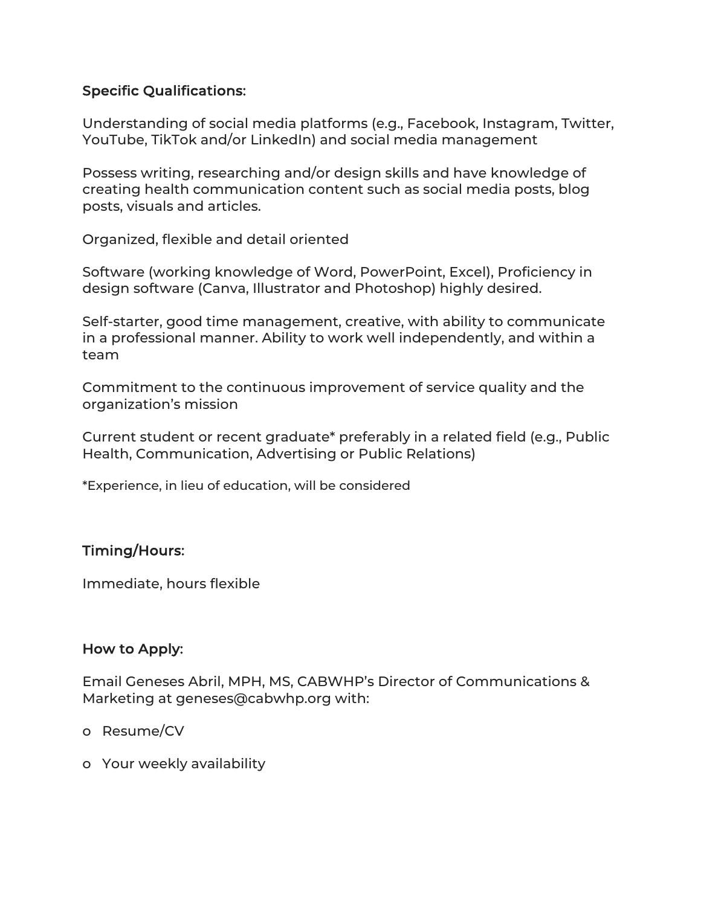**Specific Qualifications:**

Understanding of social media platforms (e.g., Facebook, Instagram, Twitter, YouTube, TikTok and/or LinkedIn) and social media management

Possess writing, researching and/or design skills and have knowledge of creating health communication content such as social media posts, blog posts, visuals and articles.

Organized, flexible and detail oriented

Software (working knowledge of Word, PowerPoint, Excel), Proficiency in design software (Canva, Illustrator and Photoshop) highly desired.

Self-starter, good time management, creative, with ability to communicate in a professional manner. Ability to work well independently, and within a team

Commitment to the continuous improvement of service quality and the organization's mission

Current student or recent graduate* preferably in a related field (e.g., Public Health, Communication, Advertising or Public Relations)

*Experience, in lieu of education, will be considered

**Timing/Hours**:

Immediate, hours flexible

**How to Apply:**

Email Geneses Abril, MPH, MS, CABWHP's Director of Communications & Marketing at geneses@cabwhp.org with:

- Resume/CV
- Your weekly availability